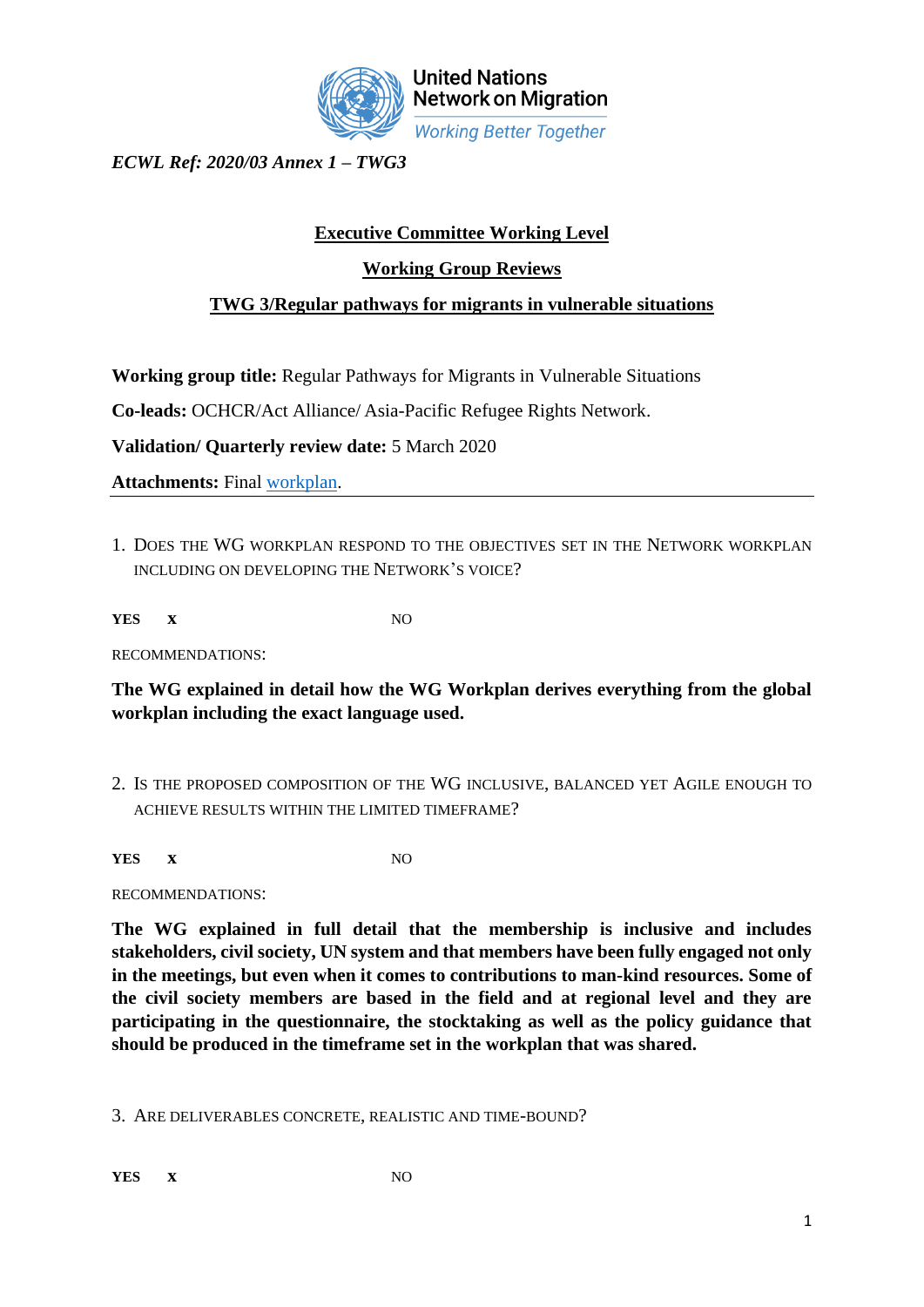United Nations Network on Migration
*Working Better Together*

***ECWL Ref: 2020/03 Annex 1 – TWG3***

## Executive Committee Working Level

## Working Group Reviews

## TWG 3/Regular pathways for migrants in vulnerable situations

**Working group title:** Regular Pathways for Migrants in Vulnerable Situations

**Co-leads:** OCHCR/Act Alliance/ Asia-Pacific Refugee Rights Network.

**Validation/ Quarterly review date:** 5 March 2020

**Attachments:** Final workplan.

---

1. DOES THE WG WORKPLAN RESPOND TO THE OBJECTIVES SET IN THE NETWORK WORKPLAN INCLUDING ON DEVELOPING THE NETWORK'S VOICE?

**YES** **x** NO

RECOMMENDATIONS:

**The WG explained in detail how the WG Workplan derives everything from the global workplan including the exact language used.**

2. IS THE PROPOSED COMPOSITION OF THE WG INCLUSIVE, BALANCED YET AGILE ENOUGH TO ACHIEVE RESULTS WITHIN THE LIMITED TIMEFRAME?

**YES** **x** NO

RECOMMENDATIONS:

**The WG explained in full detail that the membership is inclusive and includes stakeholders, civil society, UN system and that members have been fully engaged not only in the meetings, but even when it comes to contributions to man-kind resources. Some of the civil society members are based in the field and at regional level and they are participating in the questionnaire, the stocktaking as well as the policy guidance that should be produced in the timeframe set in the workplan that was shared.**

3. ARE DELIVERABLES CONCRETE, REALISTIC AND TIME-BOUND?

**YES** **x** NO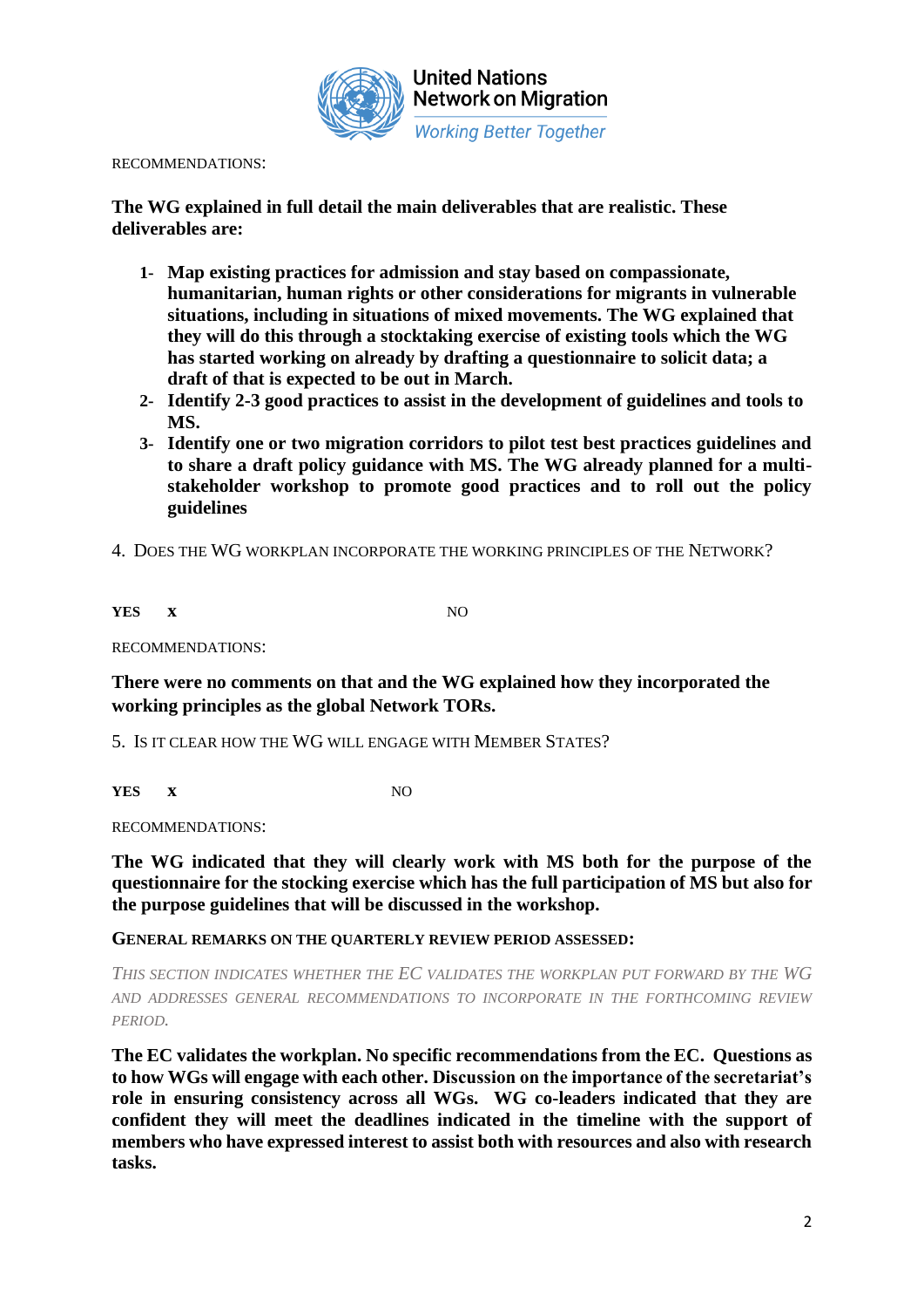RECOMMENDATIONS:

**The WG explained in full detail the main deliverables that are realistic. These deliverables are:**

1- **Map existing practices for admission and stay based on compassionate, humanitarian, human rights or other considerations for migrants in vulnerable situations, including in situations of mixed movements. The WG explained that they will do this through a stocktaking exercise of existing tools which the WG has started working on already by drafting a questionnaire to solicit data; a draft of that is expected to be out in March.**

2- **Identify 2-3 good practices to assist in the development of guidelines and tools to MS.**

3- **Identify one or two migration corridors to pilot test best practices guidelines and to share a draft policy guidance with MS. The WG already planned for a multi-stakeholder workshop to promote good practices and to roll out the policy guidelines**

4. DOES THE WG WORKPLAN INCORPORATE THE WORKING PRINCIPLES OF THE NETWORK?

**YES** **x** NO

RECOMMENDATIONS:

**There were no comments on that and the WG explained how they incorporated the working principles as the global Network TORs.**

5. IS IT CLEAR HOW THE WG WILL ENGAGE WITH MEMBER STATES?

**YES** **x** NO

RECOMMENDATIONS:

**The WG indicated that they will clearly work with MS both for the purpose of the questionnaire for the stocking exercise which has the full participation of MS but also for the purpose guidelines that will be discussed in the workshop.**

**GENERAL REMARKS ON THE QUARTERLY REVIEW PERIOD ASSESSED:**

*THIS SECTION INDICATES WHETHER THE EC VALIDATES THE WORKPLAN PUT FORWARD BY THE WG AND ADDRESSES GENERAL RECOMMENDATIONS TO INCORPORATE IN THE FORTHCOMING REVIEW PERIOD.*

**The EC validates the workplan. No specific recommendations from the EC. Questions as to how WGs will engage with each other. Discussion on the importance of the secretariat's role in ensuring consistency across all WGs. WG co-leaders indicated that they are confident they will meet the deadlines indicated in the timeline with the support of members who have expressed interest to assist both with resources and also with research tasks.**